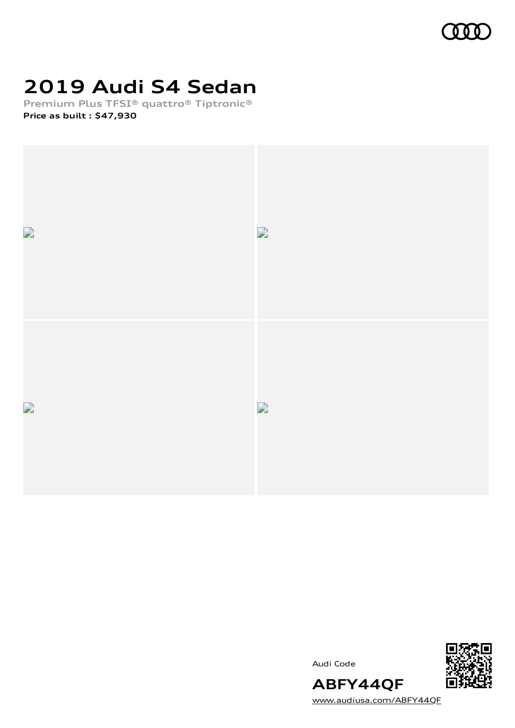# 2019 Audi S4 Sedan

Premium Plus TFSI® quattro® Tiptronic®

**Price as built : $47,930**

Audi Code

**ABFY44QF**

www.audiusa.com/ABFY44QF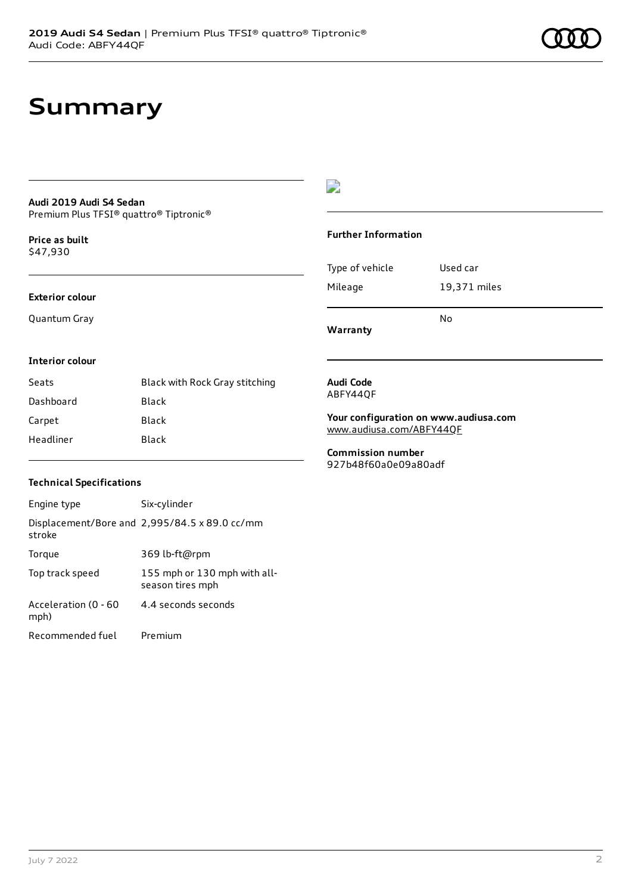# Summary

**Audi 2019 Audi S4 Sedan**
Premium Plus TFSI® quattro® Tiptronic®

**Price as built**
$47,930

**Exterior colour**

Quantum Gray

**Interior colour**

| | |
|---|---|
| Seats | Black with Rock Gray stitching |
| Dashboard | Black |
| Carpet | Black |
| Headliner | Black |

**Technical Specifications**

| | |
|---|---|
| Engine type | Six-cylinder |
| Displacement/Bore and stroke | 2,995/84.5 x 89.0 cc/mm |
| Torque | 369 lb-ft@rpm |
| Top track speed | 155 mph or 130 mph with all-season tires mph |
| Acceleration (0 - 60 mph) | 4.4 seconds seconds |
| Recommended fuel | Premium |

**Further Information**

| | |
|---|---|
| Type of vehicle | Used car |
| Mileage | 19,371 miles |
| **Warranty** | No |

**Audi Code**
ABFY44QF

**Your configuration on www.audiusa.com**
www.audiusa.com/ABFY44QF

**Commission number**
927b48f60a0e09a80adf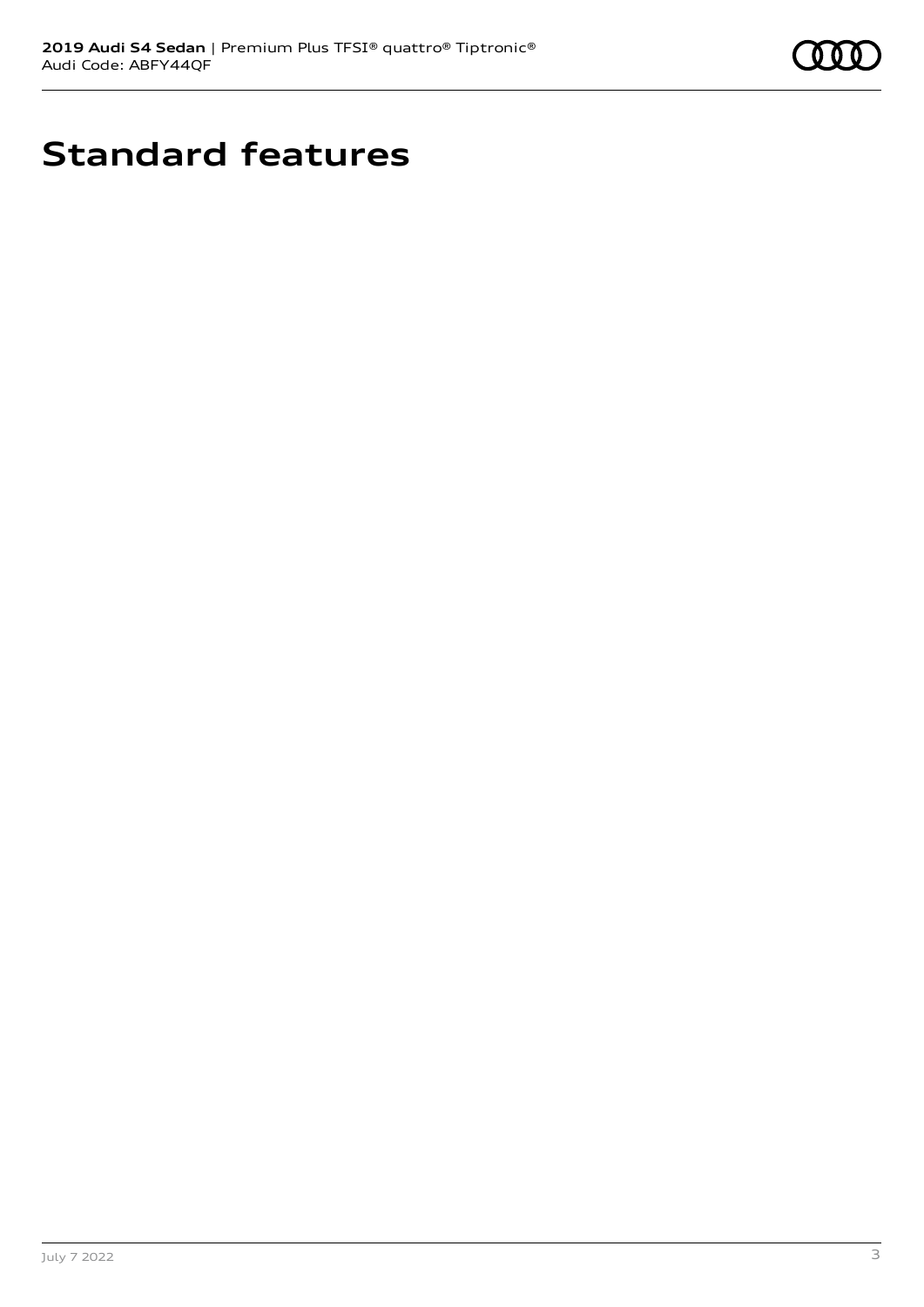# Standard features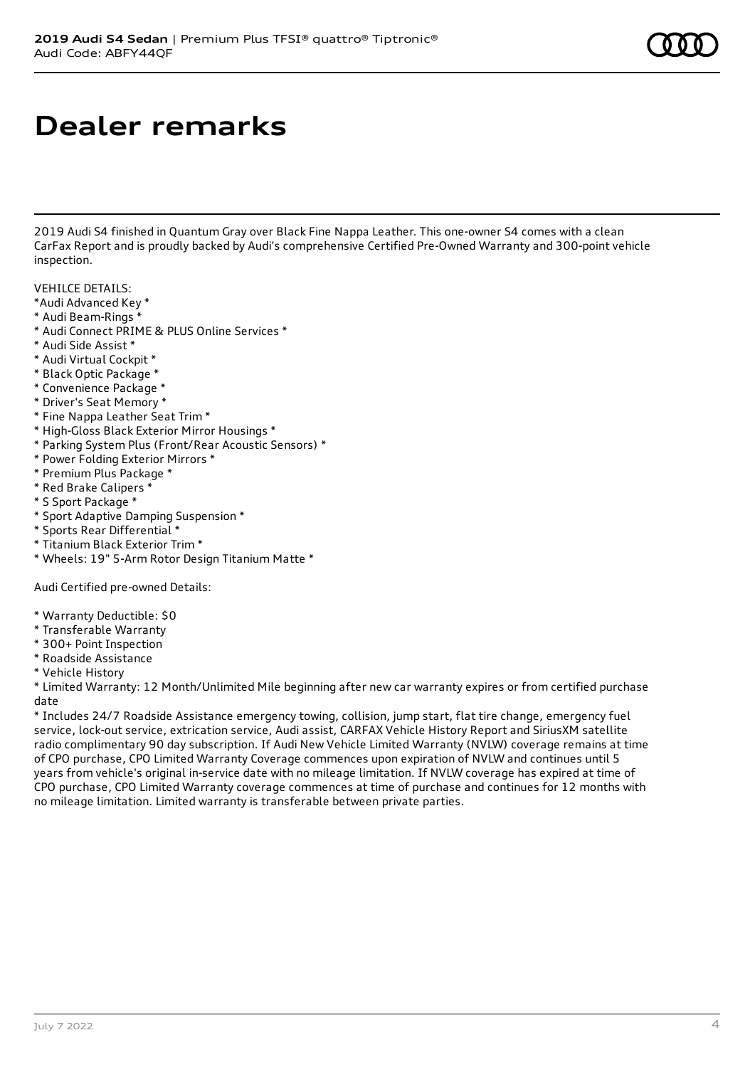# Dealer remarks

2019 Audi S4 finished in Quantum Gray over Black Fine Nappa Leather. This one-owner S4 comes with a clean CarFax Report and is proudly backed by Audi's comprehensive Certified Pre-Owned Warranty and 300-point vehicle inspection.

VEHILCE DETAILS:
*Audi Advanced Key *
* Audi Beam-Rings *
* Audi Connect PRIME & PLUS Online Services *
* Audi Side Assist *
* Audi Virtual Cockpit *
* Black Optic Package *
* Convenience Package *
* Driver's Seat Memory *
* Fine Nappa Leather Seat Trim *
* High-Gloss Black Exterior Mirror Housings *
* Parking System Plus (Front/Rear Acoustic Sensors) *
* Power Folding Exterior Mirrors *
* Premium Plus Package *
* Red Brake Calipers *
* S Sport Package *
* Sport Adaptive Damping Suspension *
* Sports Rear Differential *
* Titanium Black Exterior Trim *
* Wheels: 19" 5-Arm Rotor Design Titanium Matte *

Audi Certified pre-owned Details:

* Warranty Deductible: $0
* Transferable Warranty
* 300+ Point Inspection
* Roadside Assistance
* Vehicle History
* Limited Warranty: 12 Month/Unlimited Mile beginning after new car warranty expires or from certified purchase date
* Includes 24/7 Roadside Assistance emergency towing, collision, jump start, flat tire change, emergency fuel service, lock-out service, extrication service, Audi assist, CARFAX Vehicle History Report and SiriusXM satellite radio complimentary 90 day subscription. If Audi New Vehicle Limited Warranty (NVLW) coverage remains at time of CPO purchase, CPO Limited Warranty Coverage commences upon expiration of NVLW and continues until 5 years from vehicle's original in-service date with no mileage limitation. If NVLW coverage has expired at time of CPO purchase, CPO Limited Warranty coverage commences at time of purchase and continues for 12 months with no mileage limitation. Limited warranty is transferable between private parties.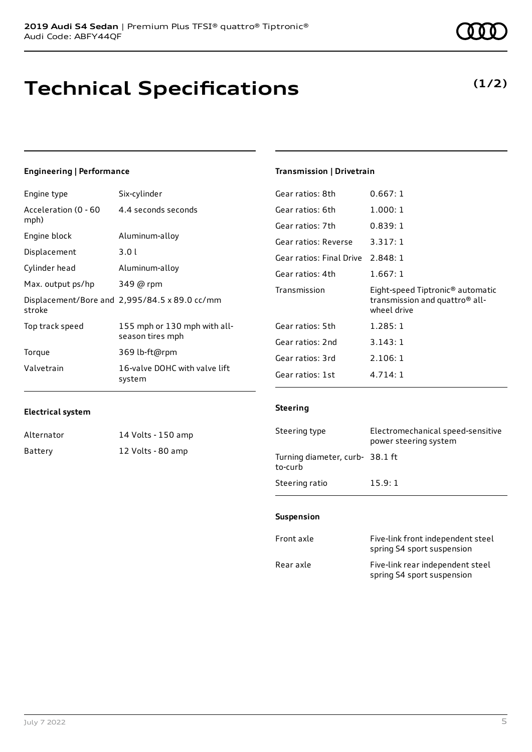# Technical Specifications

**(1/2)**

### Engineering | Performance

| | |
|---|---|
| Engine type | Six-cylinder |
| Acceleration (0 - 60 mph) | 4.4 seconds seconds |
| Engine block | Aluminum-alloy |
| Displacement | 3.0 l |
| Cylinder head | Aluminum-alloy |
| Max. output ps/hp | 349 @ rpm |
| Displacement/Bore and stroke | 2,995/84.5 x 89.0 cc/mm |
| Top track speed | 155 mph or 130 mph with all-season tires mph |
| Torque | 369 lb-ft@rpm |
| Valvetrain | 16-valve DOHC with valve lift system |

### Electrical system

| | |
|---|---|
| Alternator | 14 Volts - 150 amp |
| Battery | 12 Volts - 80 amp |

### Transmission | Drivetrain

| | |
|---|---|
| Gear ratios: 8th | 0.667: 1 |
| Gear ratios: 6th | 1.000: 1 |
| Gear ratios: 7th | 0.839: 1 |
| Gear ratios: Reverse | 3.317: 1 |
| Gear ratios: Final Drive | 2.848: 1 |
| Gear ratios: 4th | 1.667: 1 |
| Transmission | Eight-speed Tiptronic® automatic transmission and quattro® all-wheel drive |
| Gear ratios: 5th | 1.285: 1 |
| Gear ratios: 2nd | 3.143: 1 |
| Gear ratios: 3rd | 2.106: 1 |
| Gear ratios: 1st | 4.714: 1 |

### Steering

| | |
|---|---|
| Steering type | Electromechanical speed-sensitive power steering system |
| Turning diameter, curb-to-curb | 38.1 ft |
| Steering ratio | 15.9: 1 |

### Suspension

| | |
|---|---|
| Front axle | Five-link front independent steel spring S4 sport suspension |
| Rear axle | Five-link rear independent steel spring S4 sport suspension |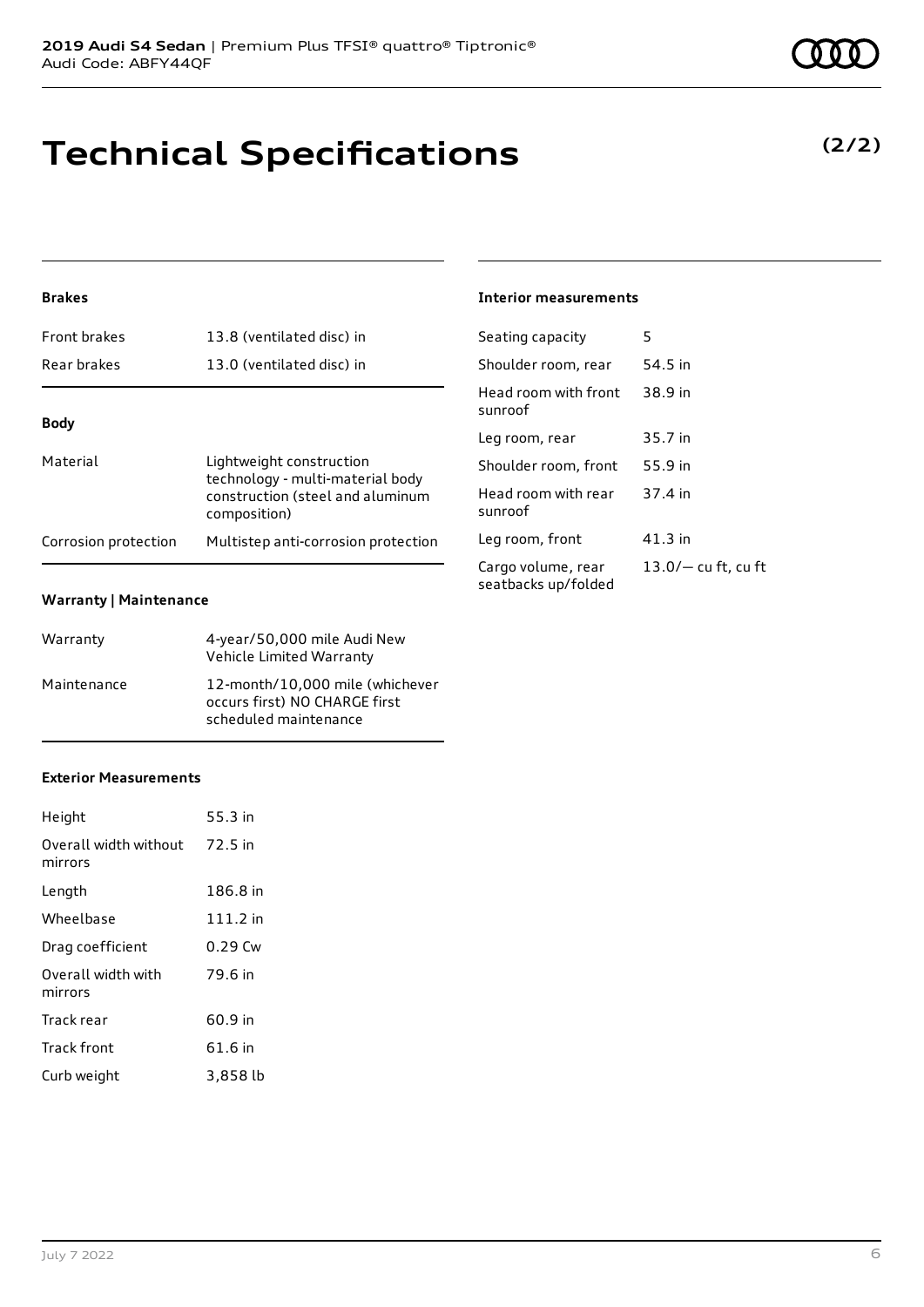# Technical Specifications

**(2/2)**

### Brakes

| | |
|---|---|
| Front brakes | 13.8 (ventilated disc) in |
| Rear brakes | 13.0 (ventilated disc) in |

### Body

| | |
|---|---|
| Material | Lightweight construction technology - multi-material body construction (steel and aluminum composition) |
| Corrosion protection | Multistep anti-corrosion protection |

### Warranty | Maintenance

| | |
|---|---|
| Warranty | 4-year/50,000 mile Audi New Vehicle Limited Warranty |
| Maintenance | 12-month/10,000 mile (whichever occurs first) NO CHARGE first scheduled maintenance |

### Exterior Measurements

| | |
|---|---|
| Height | 55.3 in |
| Overall width without mirrors | 72.5 in |
| Length | 186.8 in |
| Wheelbase | 111.2 in |
| Drag coefficient | 0.29 Cw |
| Overall width with mirrors | 79.6 in |
| Track rear | 60.9 in |
| Track front | 61.6 in |
| Curb weight | 3,858 lb |

### Interior measurements

| | |
|---|---|
| Seating capacity | 5 |
| Shoulder room, rear | 54.5 in |
| Head room with front sunroof | 38.9 in |
| Leg room, rear | 35.7 in |
| Shoulder room, front | 55.9 in |
| Head room with rear sunroof | 37.4 in |
| Leg room, front | 41.3 in |
| Cargo volume, rear seatbacks up/folded | 13.0/— cu ft, cu ft |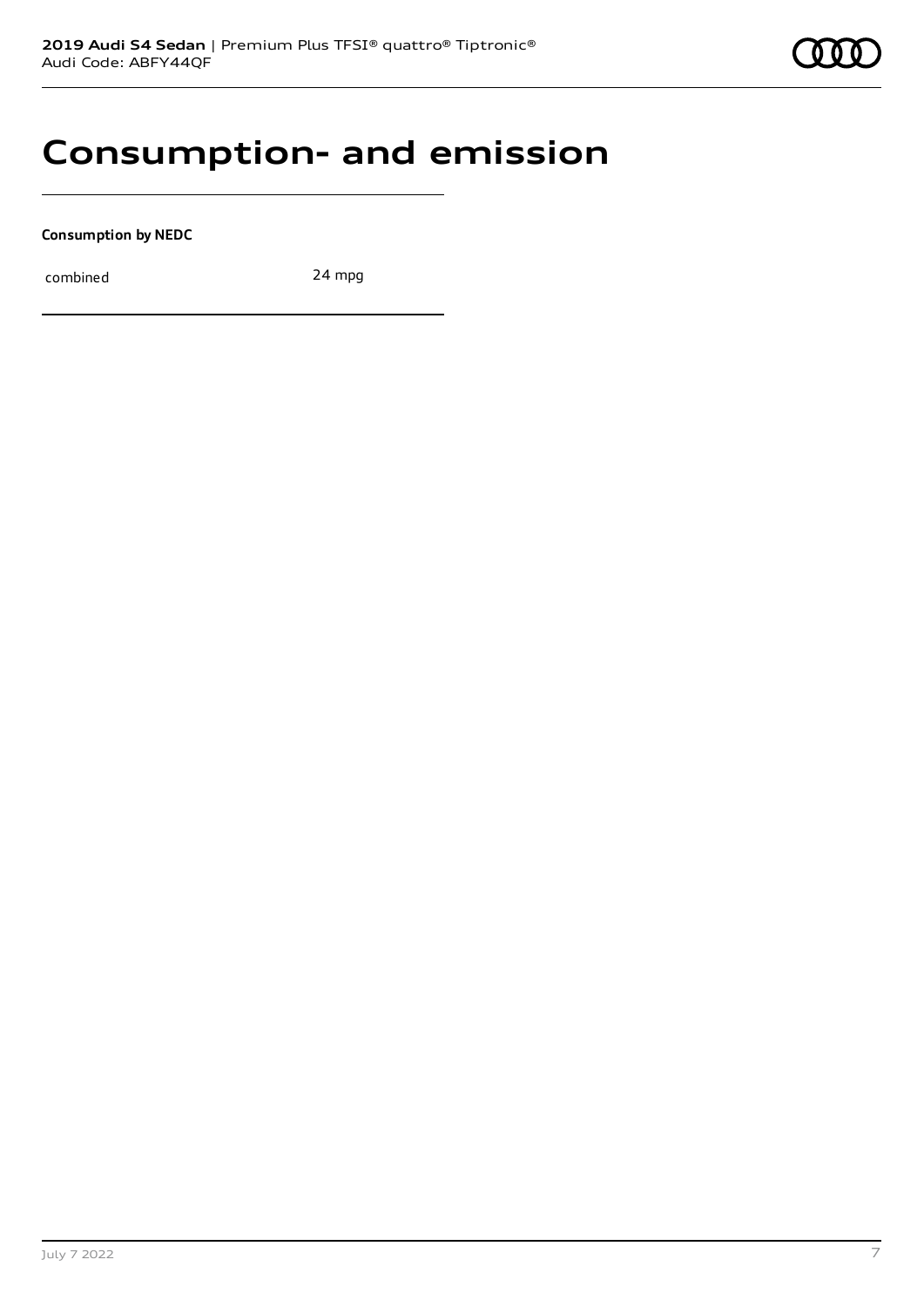# Consumption- and emission

**Consumption by NEDC**

| | |
|---|---|
| combined | 24 mpg |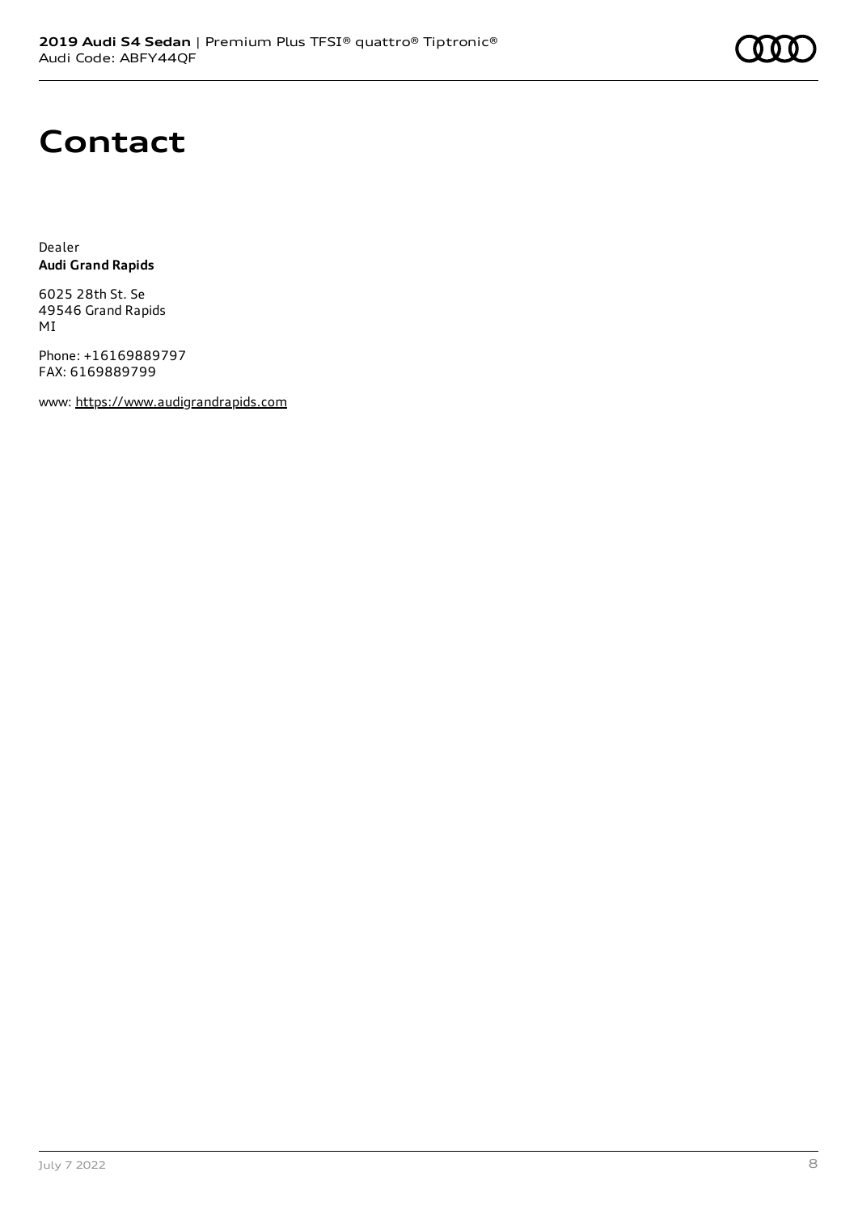# Contact

Dealer
**Audi Grand Rapids**

6025 28th St. Se
49546 Grand Rapids
MI

Phone: +16169889797
FAX: 6169889799

www: https://www.audigrandrapids.com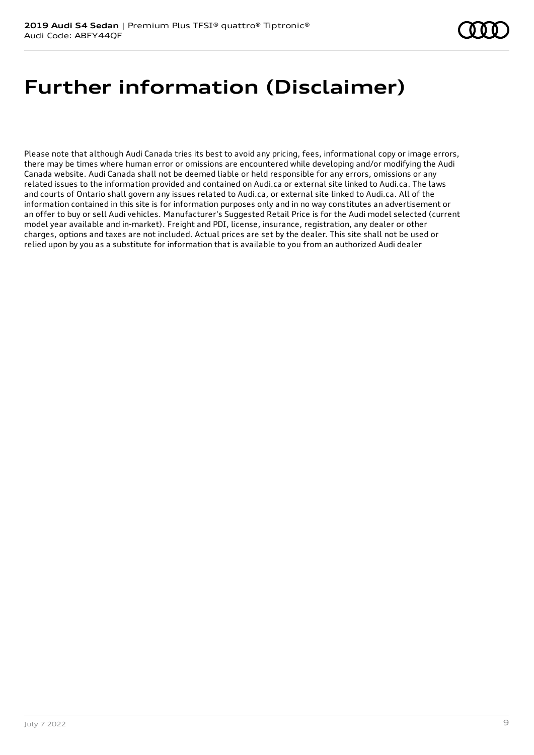# Further information (Disclaimer)

Please note that although Audi Canada tries its best to avoid any pricing, fees, informational copy or image errors, there may be times where human error or omissions are encountered while developing and/or modifying the Audi Canada website. Audi Canada shall not be deemed liable or held responsible for any errors, omissions or any related issues to the information provided and contained on Audi.ca or external site linked to Audi.ca. The laws and courts of Ontario shall govern any issues related to Audi.ca, or external site linked to Audi.ca. All of the information contained in this site is for information purposes only and in no way constitutes an advertisement or an offer to buy or sell Audi vehicles. Manufacturer's Suggested Retail Price is for the Audi model selected (current model year available and in-market). Freight and PDI, license, insurance, registration, any dealer or other charges, options and taxes are not included. Actual prices are set by the dealer. This site shall not be used or relied upon by you as a substitute for information that is available to you from an authorized Audi dealer